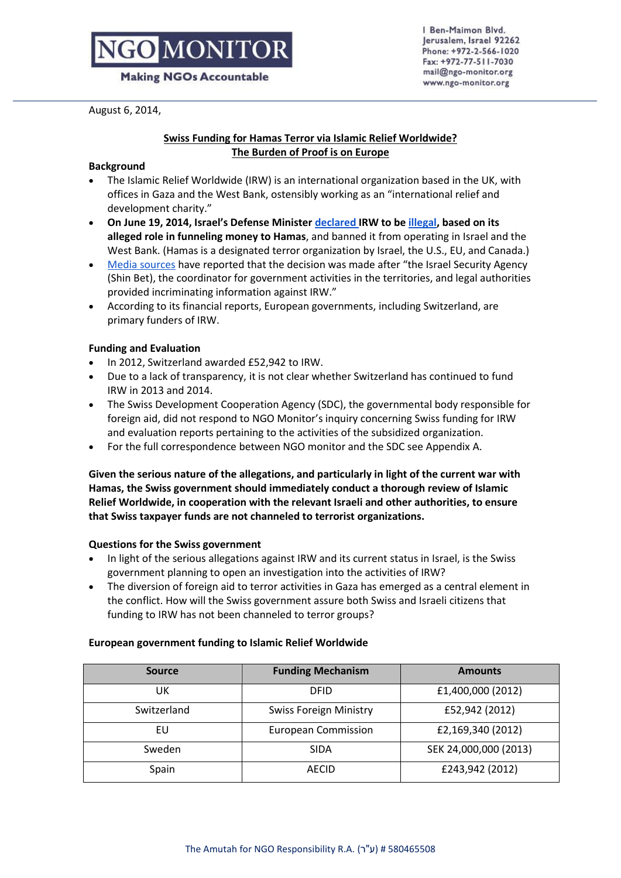**NGO MONITOR**
**Making NGOs Accountable**

1 Ben-Maimon Blvd.
Jerusalem, Israel 92262
Phone: +972-2-566-1020
Fax: +972-77-511-7030
mail@ngo-monitor.org
www.ngo-monitor.org

August 6, 2014,

# Swiss Funding for Hamas Terror via Islamic Relief Worldwide? The Burden of Proof is on Europe

## Background

- The Islamic Relief Worldwide (IRW) is an international organization based in the UK, with offices in Gaza and the West Bank, ostensibly working as an "international relief and development charity."
- **On June 19, 2014, Israel's Defense Minister declared IRW to be illegal, based on its alleged role in funneling money to Hamas**, and banned it from operating in Israel and the West Bank. (Hamas is a designated terror organization by Israel, the U.S., EU, and Canada.)
- Media sources have reported that the decision was made after "the Israel Security Agency (Shin Bet), the coordinator for government activities in the territories, and legal authorities provided incriminating information against IRW."
- According to its financial reports, European governments, including Switzerland, are primary funders of IRW.

## Funding and Evaluation

- In 2012, Switzerland awarded £52,942 to IRW.
- Due to a lack of transparency, it is not clear whether Switzerland has continued to fund IRW in 2013 and 2014.
- The Swiss Development Cooperation Agency (SDC), the governmental body responsible for foreign aid, did not respond to NGO Monitor's inquiry concerning Swiss funding for IRW and evaluation reports pertaining to the activities of the subsidized organization.
- For the full correspondence between NGO monitor and the SDC see Appendix A.

**Given the serious nature of the allegations, and particularly in light of the current war with Hamas, the Swiss government should immediately conduct a thorough review of Islamic Relief Worldwide, in cooperation with the relevant Israeli and other authorities, to ensure that Swiss taxpayer funds are not channeled to terrorist organizations.**

## Questions for the Swiss government

- In light of the serious allegations against IRW and its current status in Israel, is the Swiss government planning to open an investigation into the activities of IRW?
- The diversion of foreign aid to terror activities in Gaza has emerged as a central element in the conflict. How will the Swiss government assure both Swiss and Israeli citizens that funding to IRW has not been channeled to terror groups?

## European government funding to Islamic Relief Worldwide

| Source | Funding Mechanism | Amounts |
|---|---|---|
| UK | DFID | £1,400,000 (2012) |
| Switzerland | Swiss Foreign Ministry | £52,942 (2012) |
| EU | European Commission | £2,169,340 (2012) |
| Sweden | SIDA | SEK 24,000,000 (2013) |
| Spain | AECID | £243,942 (2012) |

The Amutah for NGO Responsibility R.A. (ע"ר) # 580465508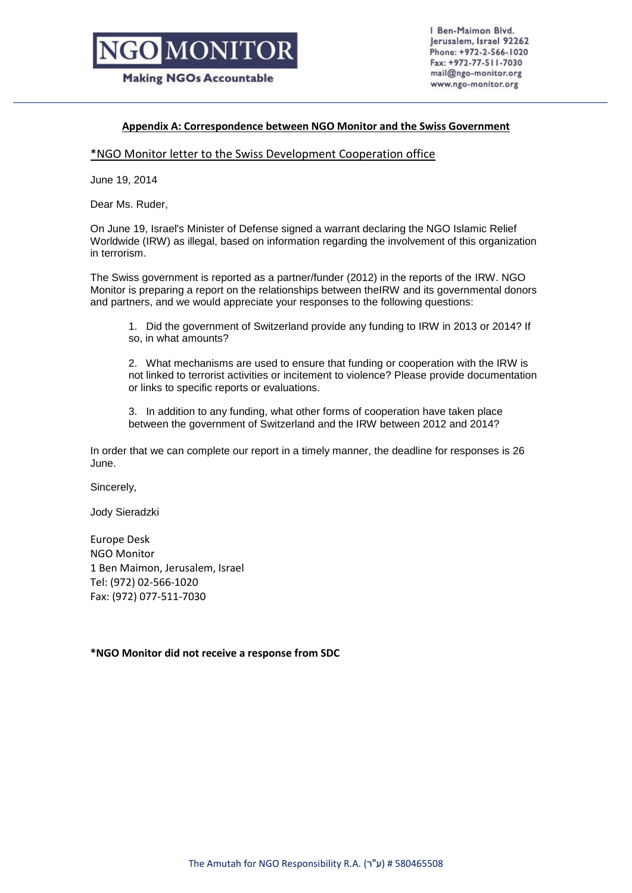## Appendix A: Correspondence between NGO Monitor and the Swiss Government

*NGO Monitor letter to the Swiss Development Cooperation office

June 19, 2014

Dear Ms. Ruder,

On June 19, Israel's Minister of Defense signed a warrant declaring the NGO Islamic Relief Worldwide (IRW) as illegal, based on information regarding the involvement of this organization in terrorism.

The Swiss government is reported as a partner/funder (2012) in the reports of the IRW. NGO Monitor is preparing a report on the relationships between theIRW and its governmental donors and partners, and we would appreciate your responses to the following questions:

1. Did the government of Switzerland provide any funding to IRW in 2013 or 2014? If so, in what amounts?

2. What mechanisms are used to ensure that funding or cooperation with the IRW is not linked to terrorist activities or incitement to violence? Please provide documentation or links to specific reports or evaluations.

3. In addition to any funding, what other forms of cooperation have taken place between the government of Switzerland and the IRW between 2012 and 2014?

In order that we can complete our report in a timely manner, the deadline for responses is 26 June.

Sincerely,

Jody Sieradzki

Europe Desk
NGO Monitor
1 Ben Maimon, Jerusalem, Israel
Tel: (972) 02-566-1020
Fax: (972) 077-511-7030

**\*NGO Monitor did not receive a response from SDC**